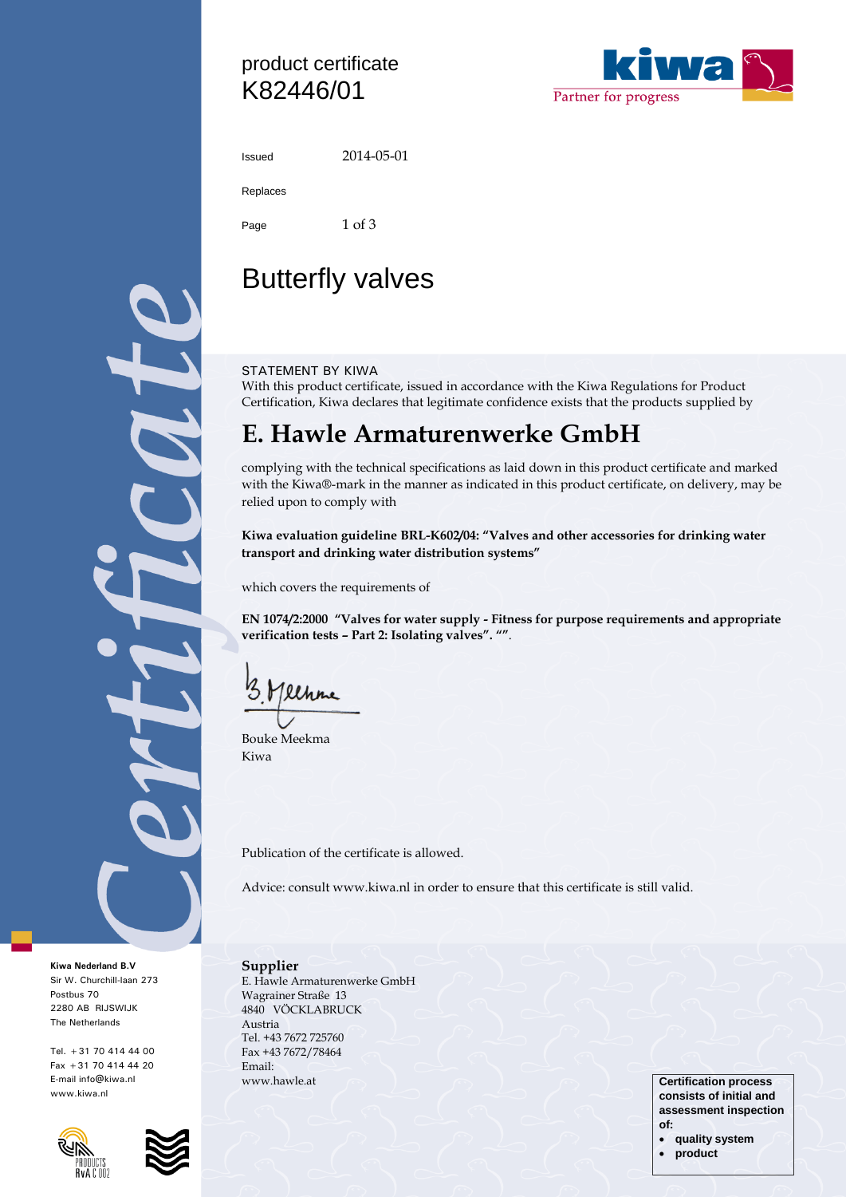product certificate
K82446/01

Issued 2014-05-01

Replaces

Page 1 of 3

# Butterfly valves

STATEMENT BY KIWA

With this product certificate, issued in accordance with the Kiwa Regulations for Product Certification, Kiwa declares that legitimate confidence exists that the products supplied by

## E. Hawle Armaturenwerke GmbH

complying with the technical specifications as laid down in this product certificate and marked with the Kiwa®-mark in the manner as indicated in this product certificate, on delivery, may be relied upon to comply with

**Kiwa evaluation guideline BRL-K602/04: "Valves and other accessories for drinking water transport and drinking water distribution systems"**

which covers the requirements of

**EN 1074/2:2000 "Valves for water supply - Fitness for purpose requirements and appropriate verification tests – Part 2: Isolating valves". ""**.

Bouke Meekma
Kiwa

Publication of the certificate is allowed.

Advice: consult www.kiwa.nl in order to ensure that this certificate is still valid.

**Kiwa Nederland B.V**
Sir W. Churchill-laan 273
Postbus 70
2280 AB RIJSWIJK
The Netherlands

Tel. +31 70 414 44 00
Fax +31 70 414 44 20
E-mail info@kiwa.nl
www.kiwa.nl

**Supplier**
E. Hawle Armaturenwerke GmbH
Wagrainer Straße 13
4840 VÖCKLABRUCK
Austria
Tel. +43 7672 725760
Fax +43 7672/78464
Email:
www.hawle.at

**Certification process consists of initial and assessment inspection of:**
- **quality system**
- **product**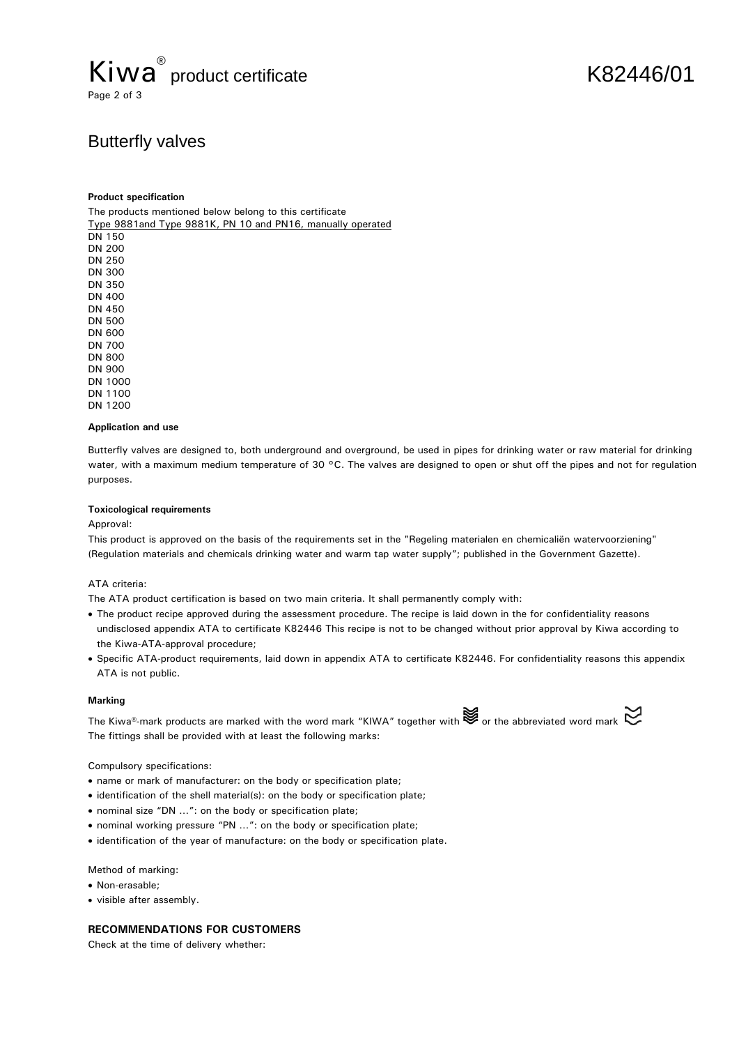# Butterfly valves

**Product specification**

The products mentioned below belong to this certificate

Type 9881and Type 9881K, PN 10 and PN16, manually operated

DN 150
DN 200
DN 250
DN 300
DN 350
DN 400
DN 450
DN 500
DN 600
DN 700
DN 800
DN 900
DN 1000
DN 1100
DN 1200

**Application and use**

Butterfly valves are designed to, both underground and overground, be used in pipes for drinking water or raw material for drinking water, with a maximum medium temperature of 30 °C. The valves are designed to open or shut off the pipes and not for regulation purposes.

**Toxicological requirements**

Approval:

This product is approved on the basis of the requirements set in the "Regeling materialen en chemicaliën watervoorziening" (Regulation materials and chemicals drinking water and warm tap water supply"; published in the Government Gazette).

ATA criteria:

The ATA product certification is based on two main criteria. It shall permanently comply with:

- The product recipe approved during the assessment procedure. The recipe is laid down in the for confidentiality reasons undisclosed appendix ATA to certificate K82446 This recipe is not to be changed without prior approval by Kiwa according to the Kiwa-ATA-approval procedure;
- Specific ATA-product requirements, laid down in appendix ATA to certificate K82446. For confidentiality reasons this appendix ATA is not public.

**Marking**

The Kiwa®-mark products are marked with the word mark "KIWA" together with or the abbreviated word mark

The fittings shall be provided with at least the following marks:

Compulsory specifications:

- name or mark of manufacturer: on the body or specification plate;
- identification of the shell material(s): on the body or specification plate;
- nominal size "DN ...": on the body or specification plate;
- nominal working pressure "PN ...": on the body or specification plate;
- identification of the year of manufacture: on the body or specification plate.

Method of marking:

- Non-erasable;
- visible after assembly.

**RECOMMENDATIONS FOR CUSTOMERS**

Check at the time of delivery whether: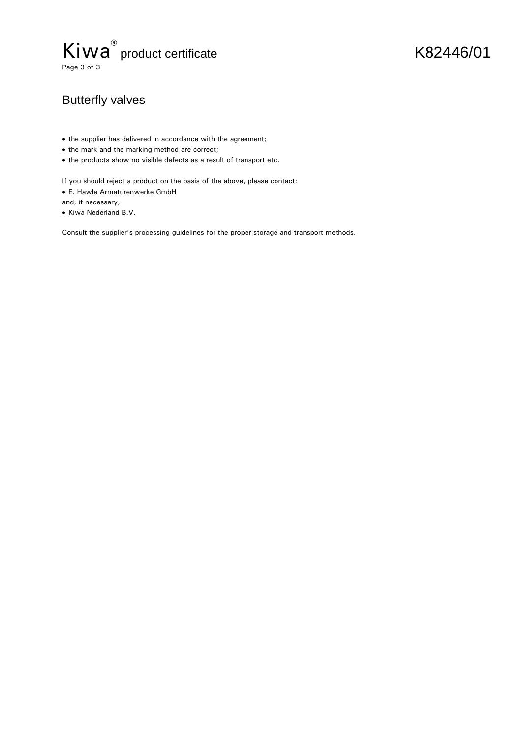# Butterfly valves

- the supplier has delivered in accordance with the agreement;
- the mark and the marking method are correct;
- the products show no visible defects as a result of transport etc.

If you should reject a product on the basis of the above, please contact:

- E. Hawle Armaturenwerke GmbH

and, if necessary,

- Kiwa Nederland B.V.

Consult the supplier's processing guidelines for the proper storage and transport methods.